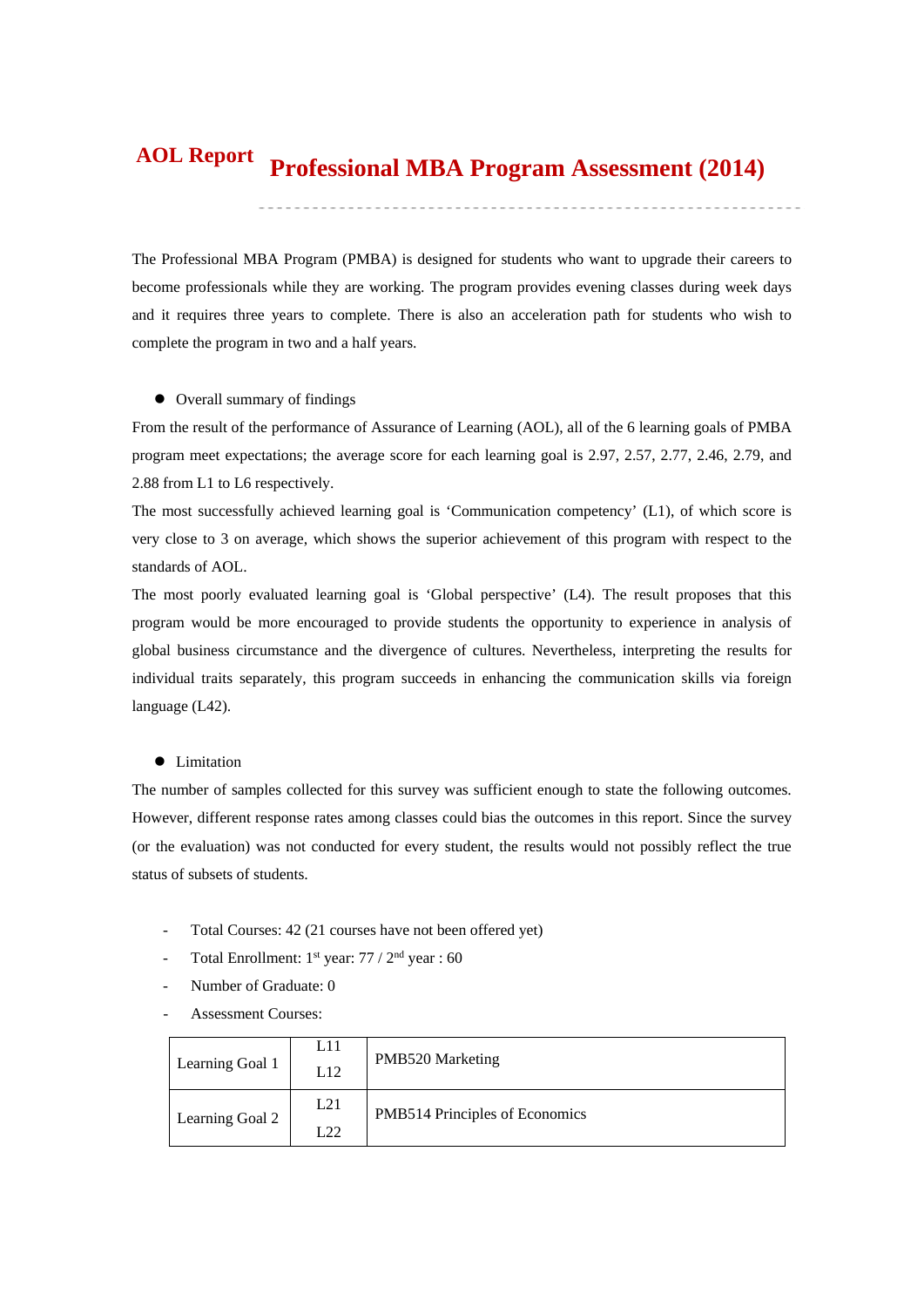# AOL Report Professional MBA Program Assessment (2014)

The Professional MBA Program (PMBA) is designed for students who want to upgrade their careers to become professionals while they are working. The program provides evening classes during week days and it requires three years to complete. There is also an acceleration path for students who wish to complete the program in two and a half years.

- Overall summary of findings

From the result of the performance of Assurance of Learning (AOL), all of the 6 learning goals of PMBA program meet expectations; the average score for each learning goal is 2.97, 2.57, 2.77, 2.46, 2.79, and 2.88 from L1 to L6 respectively.

The most successfully achieved learning goal is 'Communication competency' (L1), of which score is very close to 3 on average, which shows the superior achievement of this program with respect to the standards of AOL.

The most poorly evaluated learning goal is 'Global perspective' (L4). The result proposes that this program would be more encouraged to provide students the opportunity to experience in analysis of global business circumstance and the divergence of cultures. Nevertheless, interpreting the results for individual traits separately, this program succeeds in enhancing the communication skills via foreign language (L42).

- Limitation

The number of samples collected for this survey was sufficient enough to state the following outcomes. However, different response rates among classes could bias the outcomes in this report. Since the survey (or the evaluation) was not conducted for every student, the results would not possibly reflect the true status of subsets of students.

- Total Courses: 42 (21 courses have not been offered yet)
- Total Enrollment: 1st year: 77 / 2nd year : 60
- Number of Graduate: 0
- Assessment Courses:

| | | |
|---|---|---|
| Learning Goal 1 | L11<br>L12 | PMB520 Marketing |
| Learning Goal 2 | L21<br>L22 | PMB514 Principles of Economics |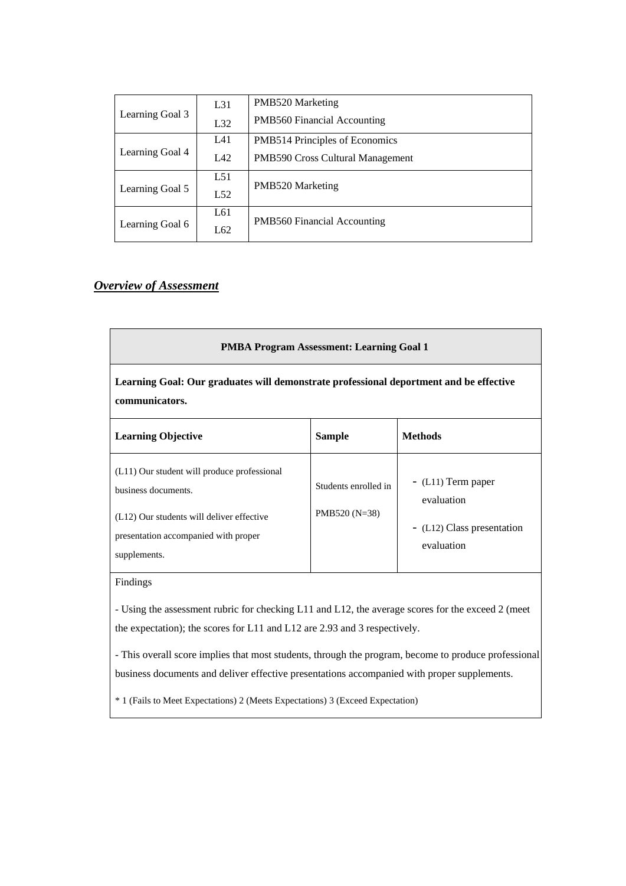| | | |
|---|---|---|
| Learning Goal 3 | L31<br>L32 | PMB520 Marketing<br>PMB560 Financial Accounting |
| Learning Goal 4 | L41<br>L42 | PMB514 Principles of Economics<br>PMB590 Cross Cultural Management |
| Learning Goal 5 | L51<br>L52 | PMB520 Marketing |
| Learning Goal 6 | L61<br>L62 | PMB560 Financial Accounting |

***Overview of Assessment***

| **PMBA Program Assessment: Learning Goal 1** | | |
|---|---|---|
| **Learning Goal: Our graduates will demonstrate professional deportment and be effective communicators.** | | |
| **Learning Objective** | **Sample** | **Methods** |
| (L11) Our student will produce professional business documents.<br><br>(L12) Our students will deliver effective presentation accompanied with proper supplements. | Students enrolled in PMB520 (N=38) | - (L11) Term paper evaluation<br>- (L12) Class presentation evaluation |
| Findings<br><br>- Using the assessment rubric for checking L11 and L12, the average scores for the exceed 2 (meet the expectation); the scores for L11 and L12 are 2.93 and 3 respectively.<br><br>- This overall score implies that most students, through the program, become to produce professional business documents and deliver effective presentations accompanied with proper supplements.<br><br>* 1 (Fails to Meet Expectations) 2 (Meets Expectations) 3 (Exceed Expectation) | | |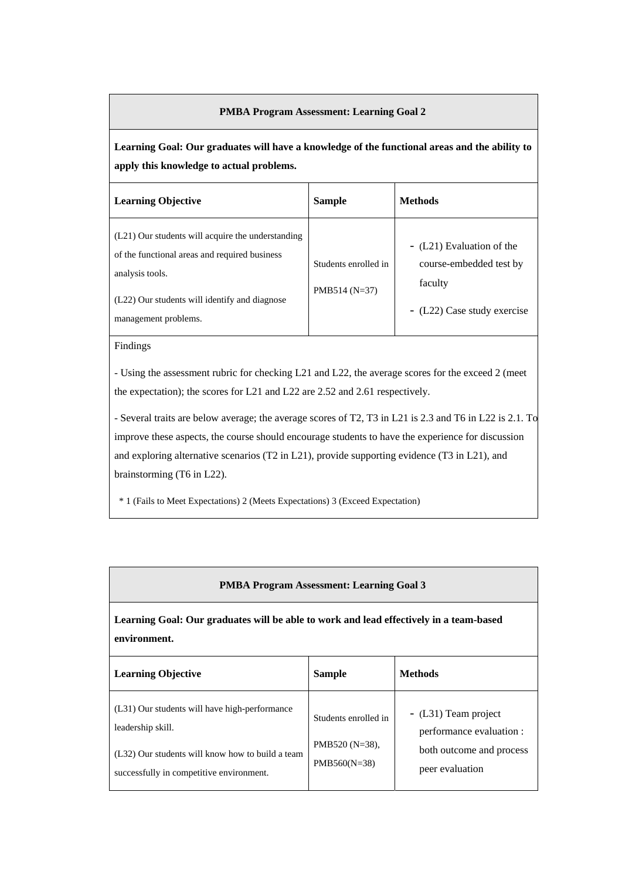| PMBA Program Assessment: Learning Goal 2 | | |
|---|---|---|
| **Learning Goal: Our graduates will have a knowledge of the functional areas and the ability to apply this knowledge to actual problems.** | | |
| **Learning Objective** | **Sample** | **Methods** |
| (L21) Our students will acquire the understanding of the functional areas and required business analysis tools.<br><br>(L22) Our students will identify and diagnose management problems. | Students enrolled in PMB514 (N=37) | - (L21) Evaluation of the course-embedded test by faculty<br>- (L22) Case study exercise |
| Findings<br><br>- Using the assessment rubric for checking L21 and L22, the average scores for the exceed 2 (meet the expectation); the scores for L21 and L22 are 2.52 and 2.61 respectively.<br><br>- Several traits are below average; the average scores of T2, T3 in L21 is 2.3 and T6 in L22 is 2.1. To improve these aspects, the course should encourage students to have the experience for discussion and exploring alternative scenarios (T2 in L21), provide supporting evidence (T3 in L21), and brainstorming (T6 in L22).<br><br>* 1 (Fails to Meet Expectations) 2 (Meets Expectations) 3 (Exceed Expectation) | | |

| PMBA Program Assessment: Learning Goal 3 | | |
|---|---|---|
| **Learning Goal: Our graduates will be able to work and lead effectively in a team-based environment.** | | |
| **Learning Objective** | **Sample** | **Methods** |
| (L31) Our students will have high-performance leadership skill.<br><br>(L32) Our students will know how to build a team successfully in competitive environment. | Students enrolled in PMB520 (N=38), PMB560(N=38) | - (L31) Team project performance evaluation : both outcome and process peer evaluation |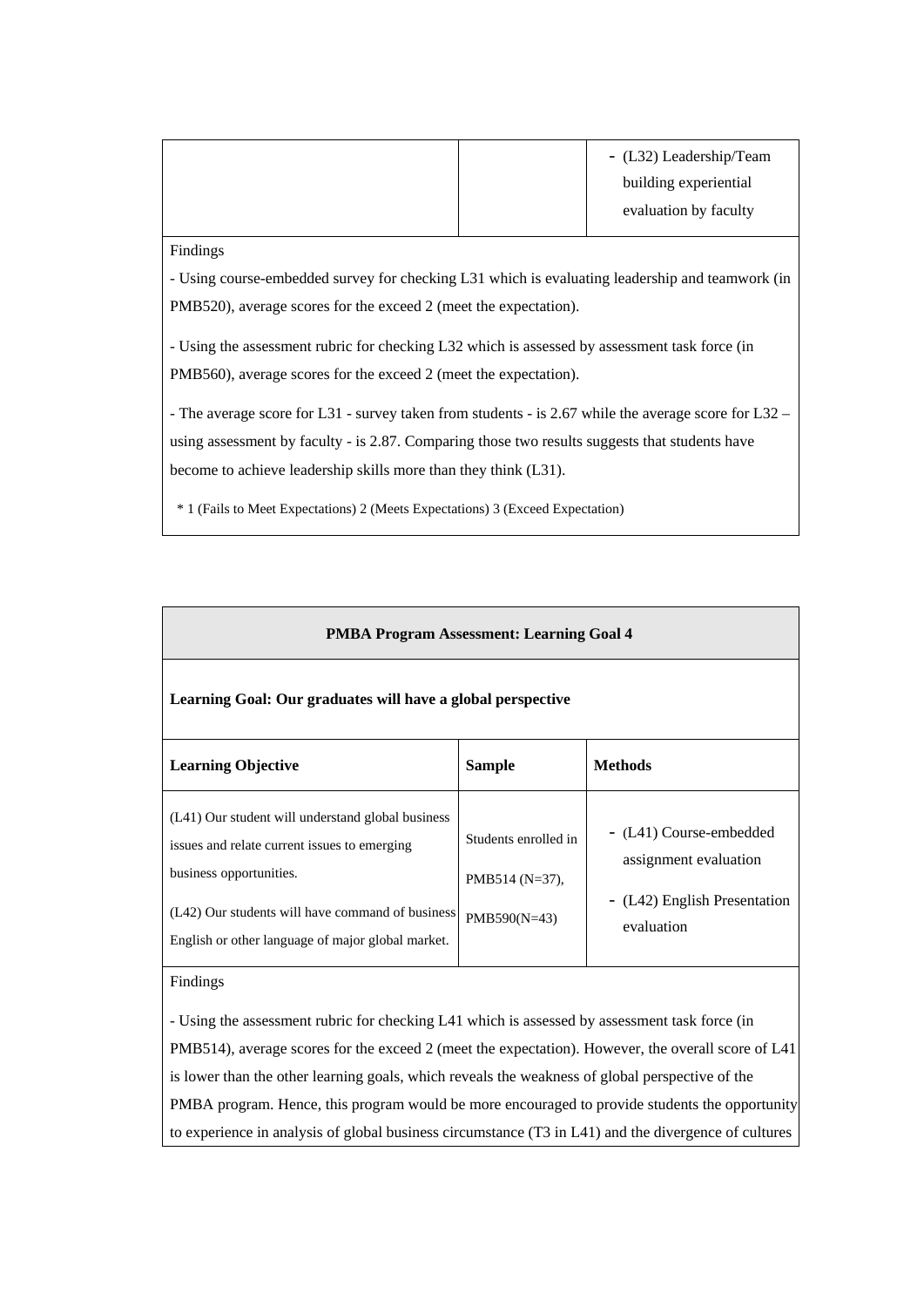| | | - (L32) Leadership/Team building experiential evaluation by faculty |
|---|---|---|

Findings

- Using course-embedded survey for checking L31 which is evaluating leadership and teamwork (in PMB520), average scores for the exceed 2 (meet the expectation).

- Using the assessment rubric for checking L32 which is assessed by assessment task force (in PMB560), average scores for the exceed 2 (meet the expectation).

- The average score for L31 - survey taken from students - is 2.67 while the average score for L32 – using assessment by faculty - is 2.87. Comparing those two results suggests that students have become to achieve leadership skills more than they think (L31).

\* 1 (Fails to Meet Expectations) 2 (Meets Expectations) 3 (Exceed Expectation)

**PMBA Program Assessment: Learning Goal 4**

**Learning Goal: Our graduates will have a global perspective**

| **Learning Objective** | **Sample** | **Methods** |
|---|---|---|
| (L41) Our student will understand global business issues and relate current issues to emerging business opportunities.<br><br>(L42) Our students will have command of business English or other language of major global market. | Students enrolled in PMB514 (N=37), PMB590(N=43) | - (L41) Course-embedded assignment evaluation<br>- (L42) English Presentation evaluation |

Findings

- Using the assessment rubric for checking L41 which is assessed by assessment task force (in PMB514), average scores for the exceed 2 (meet the expectation). However, the overall score of L41 is lower than the other learning goals, which reveals the weakness of global perspective of the PMBA program. Hence, this program would be more encouraged to provide students the opportunity to experience in analysis of global business circumstance (T3 in L41) and the divergence of cultures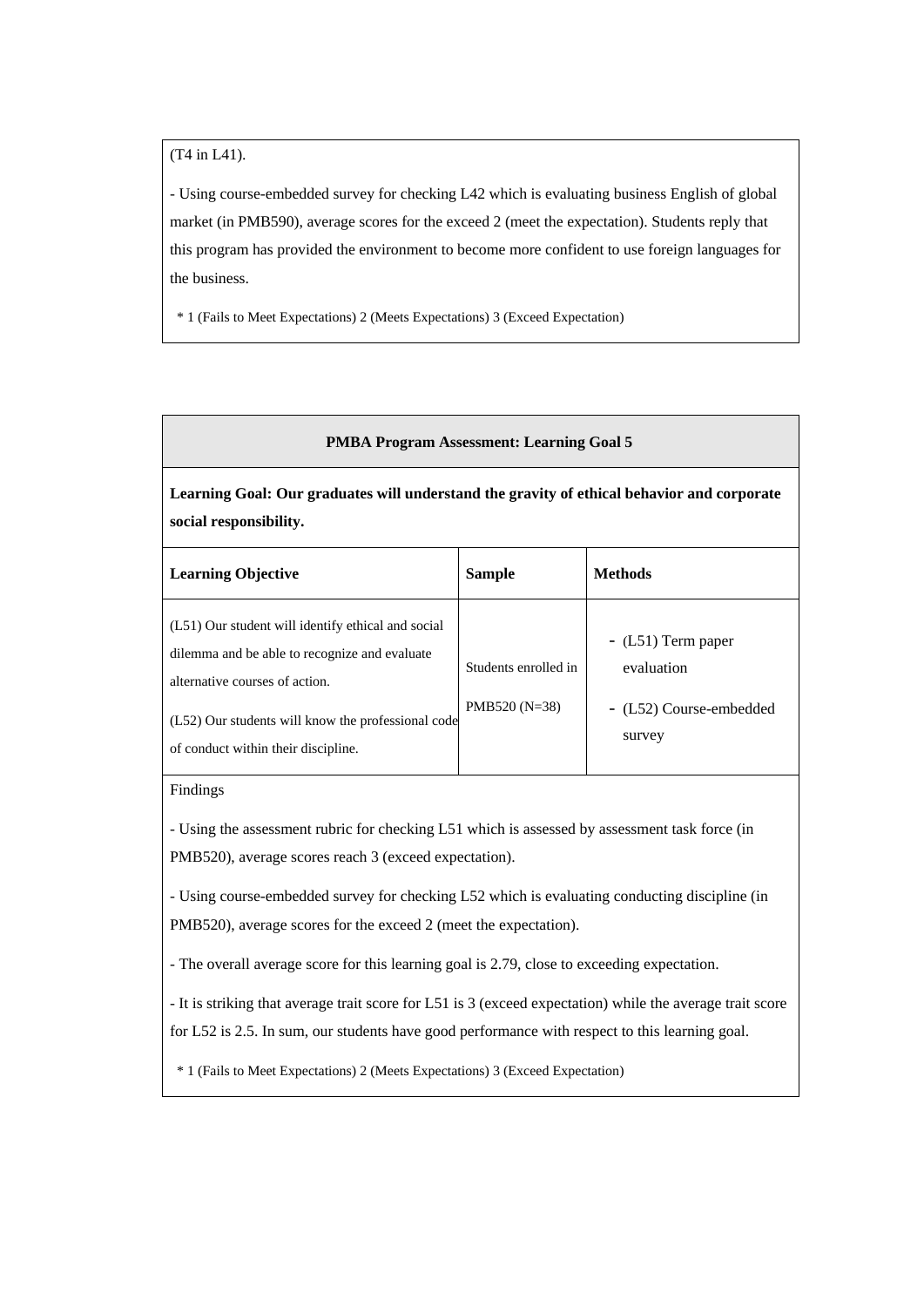(T4 in L41).

- Using course-embedded survey for checking L42 which is evaluating business English of global market (in PMB590), average scores for the exceed 2 (meet the expectation). Students reply that this program has provided the environment to become more confident to use foreign languages for the business.

\* 1 (Fails to Meet Expectations) 2 (Meets Expectations) 3 (Exceed Expectation)

**PMBA Program Assessment: Learning Goal 5**

**Learning Goal: Our graduates will understand the gravity of ethical behavior and corporate social responsibility.**

| **Learning Objective** | **Sample** | **Methods** |
|---|---|---|
| (L51) Our student will identify ethical and social dilemma and be able to recognize and evaluate alternative courses of action.<br><br>(L52) Our students will know the professional code of conduct within their discipline. | Students enrolled in PMB520 (N=38) | - (L51) Term paper evaluation<br>- (L52) Course-embedded survey |

Findings

- Using the assessment rubric for checking L51 which is assessed by assessment task force (in PMB520), average scores reach 3 (exceed expectation).

- Using course-embedded survey for checking L52 which is evaluating conducting discipline (in PMB520), average scores for the exceed 2 (meet the expectation).

- The overall average score for this learning goal is 2.79, close to exceeding expectation.

- It is striking that average trait score for L51 is 3 (exceed expectation) while the average trait score for L52 is 2.5. In sum, our students have good performance with respect to this learning goal.

\* 1 (Fails to Meet Expectations) 2 (Meets Expectations) 3 (Exceed Expectation)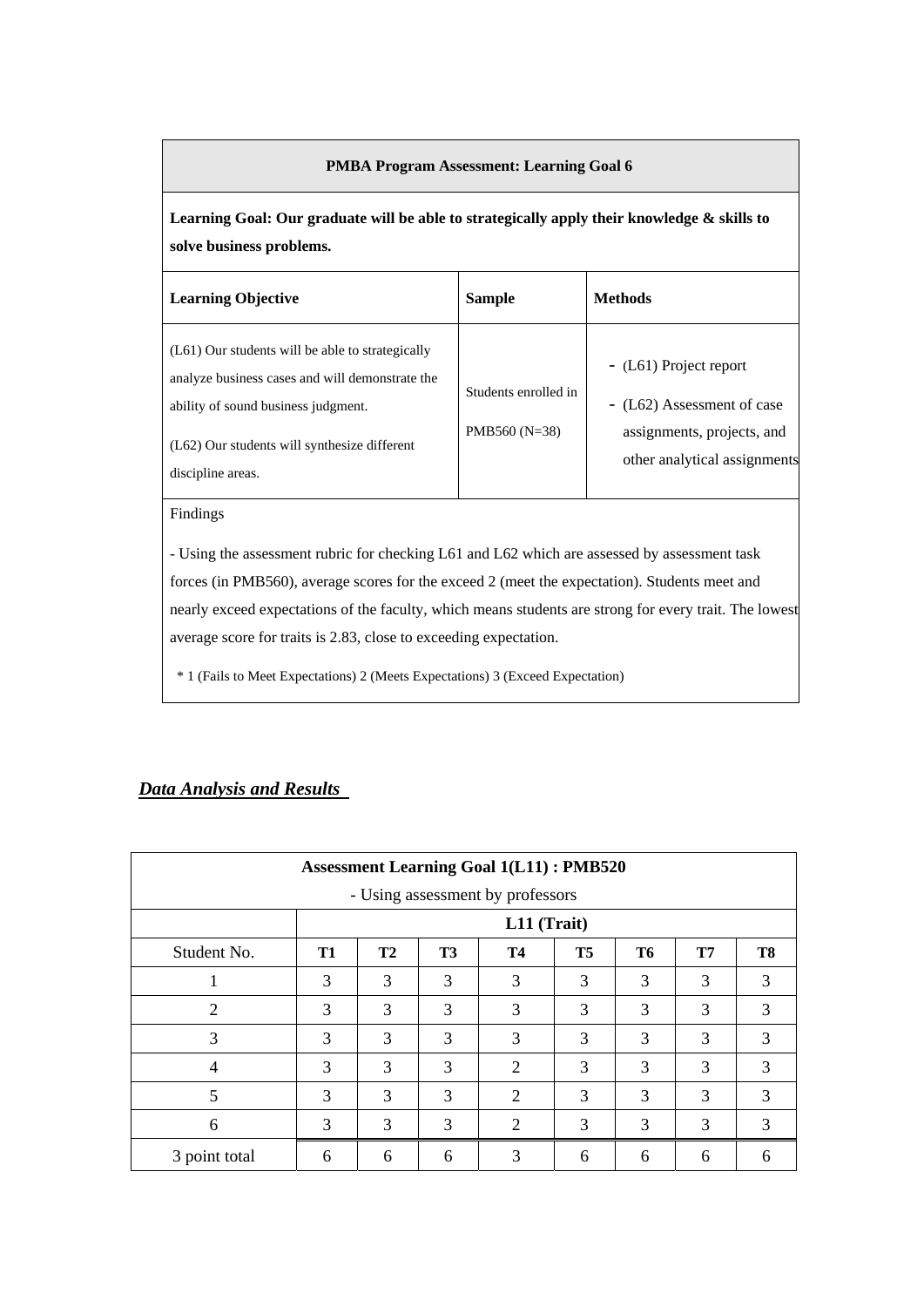| PMBA Program Assessment: Learning Goal 6 | | |
|---|---|---|
| **Learning Goal: Our graduate will be able to strategically apply their knowledge & skills to solve business problems.** | | |
| **Learning Objective** | **Sample** | **Methods** |
| (L61) Our students will be able to strategically analyze business cases and will demonstrate the ability of sound business judgment.<br><br>(L62) Our students will synthesize different discipline areas. | Students enrolled in PMB560 (N=38) | - (L61) Project report<br>- (L62) Assessment of case assignments, projects, and other analytical assignments |
| Findings<br><br>- Using the assessment rubric for checking L61 and L62 which are assessed by assessment task forces (in PMB560), average scores for the exceed 2 (meet the expectation). Students meet and nearly exceed expectations of the faculty, which means students are strong for every trait. The lowest average score for traits is 2.83, close to exceeding expectation.<br><br>* 1 (Fails to Meet Expectations) 2 (Meets Expectations) 3 (Exceed Expectation) | | |

***Data Analysis and Results***

| **Assessment Learning Goal 1(L11) : PMB520**<br>- Using assessment by professors | | | | | | | | |
|---|---|---|---|---|---|---|---|---|
| | **L11 (Trait)** | | | | | | | |
| Student No. | **T1** | **T2** | **T3** | **T4** | **T5** | **T6** | **T7** | **T8** |
| 1 | 3 | 3 | 3 | 3 | 3 | 3 | 3 | 3 |
| 2 | 3 | 3 | 3 | 3 | 3 | 3 | 3 | 3 |
| 3 | 3 | 3 | 3 | 3 | 3 | 3 | 3 | 3 |
| 4 | 3 | 3 | 3 | 2 | 3 | 3 | 3 | 3 |
| 5 | 3 | 3 | 3 | 2 | 3 | 3 | 3 | 3 |
| 6 | 3 | 3 | 3 | 2 | 3 | 3 | 3 | 3 |
| 3 point total | 6 | 6 | 6 | 3 | 6 | 6 | 6 | 6 |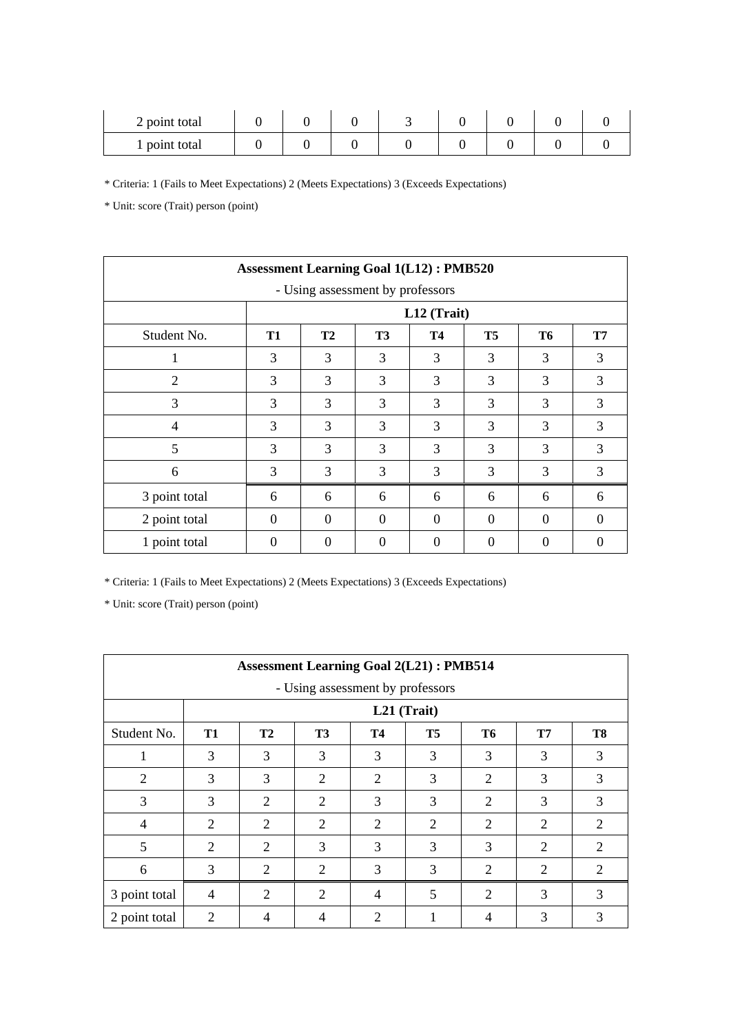| 2 point total | 0 | 0 | 0 | 3 | 0 | 0 | 0 | 0 |
|---|---|---|---|---|---|---|---|---|
| 1 point total | 0 | 0 | 0 | 0 | 0 | 0 | 0 | 0 |

* Criteria: 1 (Fails to Meet Expectations) 2 (Meets Expectations) 3 (Exceeds Expectations)

* Unit: score (Trait) person (point)

| **Assessment Learning Goal 1(L12) : PMB520**<br>- Using assessment by professors | | | | | | | |
|---|---|---|---|---|---|---|---|
| | **L12 (Trait)** | | | | | | |
| Student No. | **T1** | **T2** | **T3** | **T4** | **T5** | **T6** | **T7** |
| 1 | 3 | 3 | 3 | 3 | 3 | 3 | 3 |
| 2 | 3 | 3 | 3 | 3 | 3 | 3 | 3 |
| 3 | 3 | 3 | 3 | 3 | 3 | 3 | 3 |
| 4 | 3 | 3 | 3 | 3 | 3 | 3 | 3 |
| 5 | 3 | 3 | 3 | 3 | 3 | 3 | 3 |
| 6 | 3 | 3 | 3 | 3 | 3 | 3 | 3 |
| 3 point total | 6 | 6 | 6 | 6 | 6 | 6 | 6 |
| 2 point total | 0 | 0 | 0 | 0 | 0 | 0 | 0 |
| 1 point total | 0 | 0 | 0 | 0 | 0 | 0 | 0 |

* Criteria: 1 (Fails to Meet Expectations) 2 (Meets Expectations) 3 (Exceeds Expectations)

* Unit: score (Trait) person (point)

| **Assessment Learning Goal 2(L21) : PMB514**<br>- Using assessment by professors | | | | | | | | |
|---|---|---|---|---|---|---|---|---|
| | **L21 (Trait)** | | | | | | | |
| Student No. | **T1** | **T2** | **T3** | **T4** | **T5** | **T6** | **T7** | **T8** |
| 1 | 3 | 3 | 3 | 3 | 3 | 3 | 3 | 3 |
| 2 | 3 | 3 | 2 | 2 | 3 | 2 | 3 | 3 |
| 3 | 3 | 2 | 2 | 3 | 3 | 2 | 3 | 3 |
| 4 | 2 | 2 | 2 | 2 | 2 | 2 | 2 | 2 |
| 5 | 2 | 2 | 3 | 3 | 3 | 3 | 2 | 2 |
| 6 | 3 | 2 | 2 | 3 | 3 | 2 | 2 | 2 |
| 3 point total | 4 | 2 | 2 | 4 | 5 | 2 | 3 | 3 |
| 2 point total | 2 | 4 | 4 | 2 | 1 | 4 | 3 | 3 |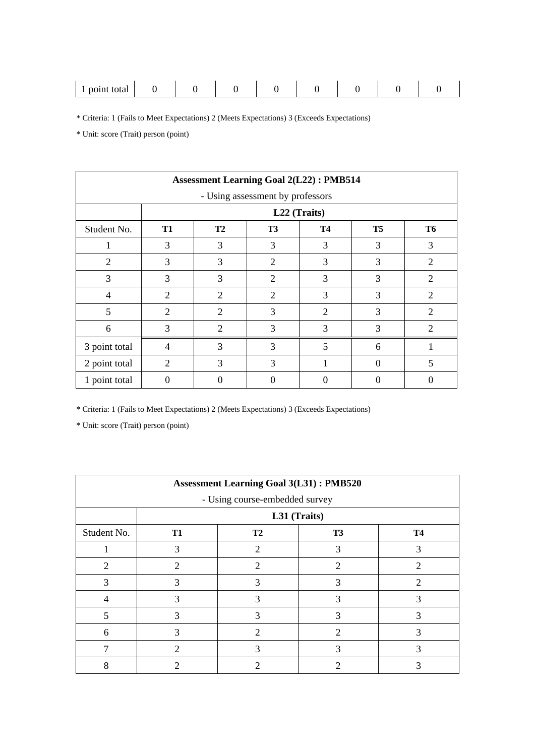| 1 point total | 0 | 0 | 0 | 0 | 0 | 0 | 0 | 0 |
|---|---|---|---|---|---|---|---|---|

* Criteria: 1 (Fails to Meet Expectations) 2 (Meets Expectations) 3 (Exceeds Expectations)

* Unit: score (Trait) person (point)

| **Assessment Learning Goal 2(L22) : PMB514**<br>- Using assessment by professors | | | | | | |
|---|---|---|---|---|---|---|
| | **L22 (Traits)** | | | | | |
| Student No. | **T1** | **T2** | **T3** | **T4** | **T5** | **T6** |
| 1 | 3 | 3 | 3 | 3 | 3 | 3 |
| 2 | 3 | 3 | 2 | 3 | 3 | 2 |
| 3 | 3 | 3 | 2 | 3 | 3 | 2 |
| 4 | 2 | 2 | 2 | 3 | 3 | 2 |
| 5 | 2 | 2 | 3 | 2 | 3 | 2 |
| 6 | 3 | 2 | 3 | 3 | 3 | 2 |
| 3 point total | 4 | 3 | 3 | 5 | 6 | 1 |
| 2 point total | 2 | 3 | 3 | 1 | 0 | 5 |
| 1 point total | 0 | 0 | 0 | 0 | 0 | 0 |

* Criteria: 1 (Fails to Meet Expectations) 2 (Meets Expectations) 3 (Exceeds Expectations)

* Unit: score (Trait) person (point)

| **Assessment Learning Goal 3(L31) : PMB520**<br>- Using course-embedded survey | | | | |
|---|---|---|---|---|
| | **L31 (Traits)** | | | |
| Student No. | **T1** | **T2** | **T3** | **T4** |
| 1 | 3 | 2 | 3 | 3 |
| 2 | 2 | 2 | 2 | 2 |
| 3 | 3 | 3 | 3 | 2 |
| 4 | 3 | 3 | 3 | 3 |
| 5 | 3 | 3 | 3 | 3 |
| 6 | 3 | 2 | 2 | 3 |
| 7 | 2 | 3 | 3 | 3 |
| 8 | 2 | 2 | 2 | 3 |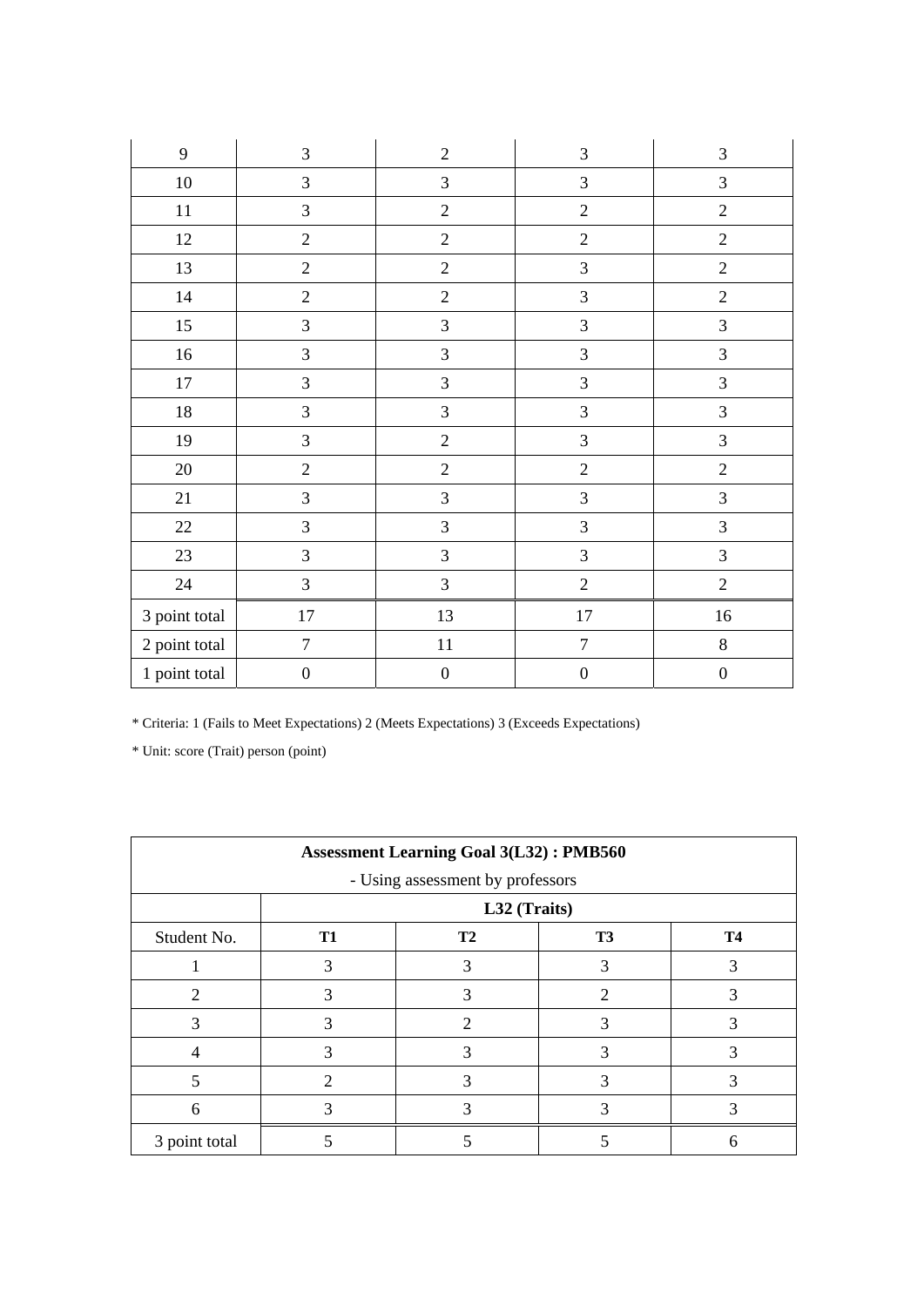| | | | | |
|---|---|---|---|---|
| 9 | 3 | 2 | 3 | 3 |
| 10 | 3 | 3 | 3 | 3 |
| 11 | 3 | 2 | 2 | 2 |
| 12 | 2 | 2 | 2 | 2 |
| 13 | 2 | 2 | 3 | 2 |
| 14 | 2 | 2 | 3 | 2 |
| 15 | 3 | 3 | 3 | 3 |
| 16 | 3 | 3 | 3 | 3 |
| 17 | 3 | 3 | 3 | 3 |
| 18 | 3 | 3 | 3 | 3 |
| 19 | 3 | 2 | 3 | 3 |
| 20 | 2 | 2 | 2 | 2 |
| 21 | 3 | 3 | 3 | 3 |
| 22 | 3 | 3 | 3 | 3 |
| 23 | 3 | 3 | 3 | 3 |
| 24 | 3 | 3 | 2 | 2 |
| 3 point total | 17 | 13 | 17 | 16 |
| 2 point total | 7 | 11 | 7 | 8 |
| 1 point total | 0 | 0 | 0 | 0 |

* Criteria: 1 (Fails to Meet Expectations) 2 (Meets Expectations) 3 (Exceeds Expectations)

* Unit: score (Trait) person (point)

| **Assessment Learning Goal 3(L32) : PMB560** - Using assessment by professors | | | | |
|---|---|---|---|---|
| | **L32 (Traits)** | | | |
| Student No. | **T1** | **T2** | **T3** | **T4** |
| 1 | 3 | 3 | 3 | 3 |
| 2 | 3 | 3 | 2 | 3 |
| 3 | 3 | 2 | 3 | 3 |
| 4 | 3 | 3 | 3 | 3 |
| 5 | 2 | 3 | 3 | 3 |
| 6 | 3 | 3 | 3 | 3 |
| 3 point total | 5 | 5 | 5 | 6 |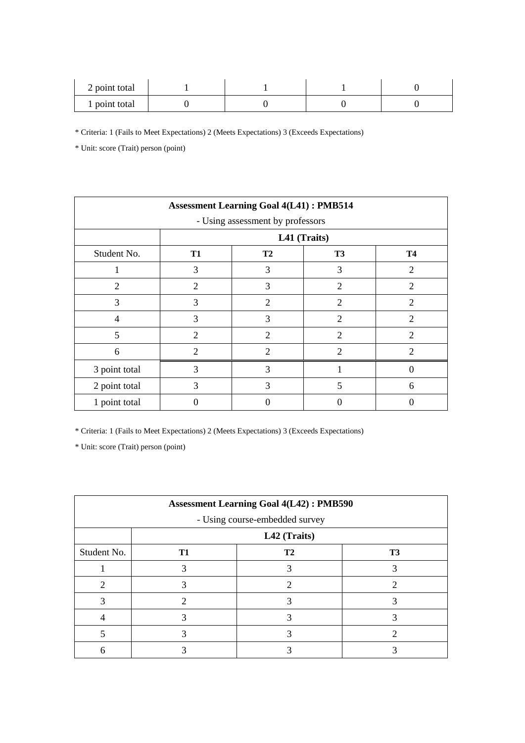| 2 point total | 1 | 1 | 1 | 0 |
|---|---|---|---|---|
| 1 point total | 0 | 0 | 0 | 0 |

* Criteria: 1 (Fails to Meet Expectations) 2 (Meets Expectations) 3 (Exceeds Expectations)

* Unit: score (Trait) person (point)

| **Assessment Learning Goal 4(L41) : PMB514**<br>- Using assessment by professors | | | | |
|---|---|---|---|---|
| | **L41 (Traits)** | | | |
| Student No. | **T1** | **T2** | **T3** | **T4** |
| 1 | 3 | 3 | 3 | 2 |
| 2 | 2 | 3 | 2 | 2 |
| 3 | 3 | 2 | 2 | 2 |
| 4 | 3 | 3 | 2 | 2 |
| 5 | 2 | 2 | 2 | 2 |
| 6 | 2 | 2 | 2 | 2 |
| 3 point total | 3 | 3 | 1 | 0 |
| 2 point total | 3 | 3 | 5 | 6 |
| 1 point total | 0 | 0 | 0 | 0 |

* Criteria: 1 (Fails to Meet Expectations) 2 (Meets Expectations) 3 (Exceeds Expectations)

* Unit: score (Trait) person (point)

| **Assessment Learning Goal 4(L42) : PMB590**<br>- Using course-embedded survey | | | |
|---|---|---|---|
| | **L42 (Traits)** | | |
| Student No. | **T1** | **T2** | **T3** |
| 1 | 3 | 3 | 3 |
| 2 | 3 | 2 | 2 |
| 3 | 2 | 3 | 3 |
| 4 | 3 | 3 | 3 |
| 5 | 3 | 3 | 2 |
| 6 | 3 | 3 | 3 |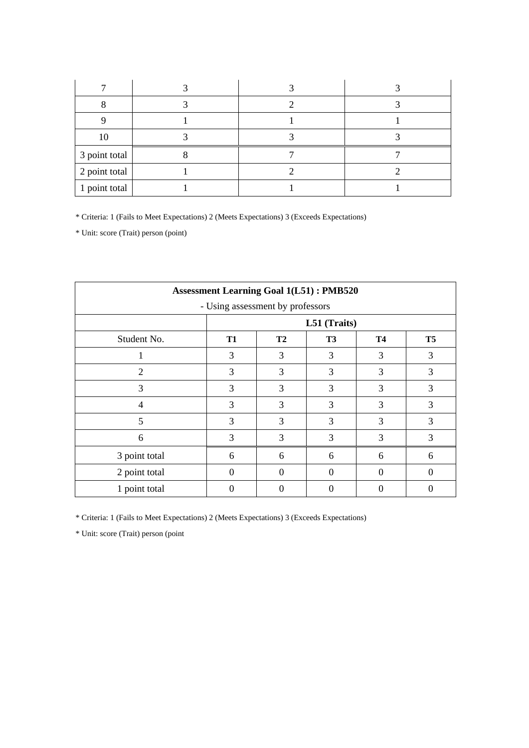| | | | |
|---|---|---|---|
| 7 | 3 | 3 | 3 |
| 8 | 3 | 2 | 3 |
| 9 | 1 | 1 | 1 |
| 10 | 3 | 3 | 3 |
| 3 point total | 8 | 7 | 7 |
| 2 point total | 1 | 2 | 2 |
| 1 point total | 1 | 1 | 1 |

* Criteria: 1 (Fails to Meet Expectations) 2 (Meets Expectations) 3 (Exceeds Expectations)

* Unit: score (Trait) person (point)

| **Assessment Learning Goal 1(L51) : PMB520**<br>- Using assessment by professors | | | | | |
|---|---|---|---|---|---|
| | **L51 (Traits)** | | | | |
| Student No. | **T1** | **T2** | **T3** | **T4** | **T5** |
| 1 | 3 | 3 | 3 | 3 | 3 |
| 2 | 3 | 3 | 3 | 3 | 3 |
| 3 | 3 | 3 | 3 | 3 | 3 |
| 4 | 3 | 3 | 3 | 3 | 3 |
| 5 | 3 | 3 | 3 | 3 | 3 |
| 6 | 3 | 3 | 3 | 3 | 3 |
| 3 point total | 6 | 6 | 6 | 6 | 6 |
| 2 point total | 0 | 0 | 0 | 0 | 0 |
| 1 point total | 0 | 0 | 0 | 0 | 0 |

* Criteria: 1 (Fails to Meet Expectations) 2 (Meets Expectations) 3 (Exceeds Expectations)

* Unit: score (Trait) person (point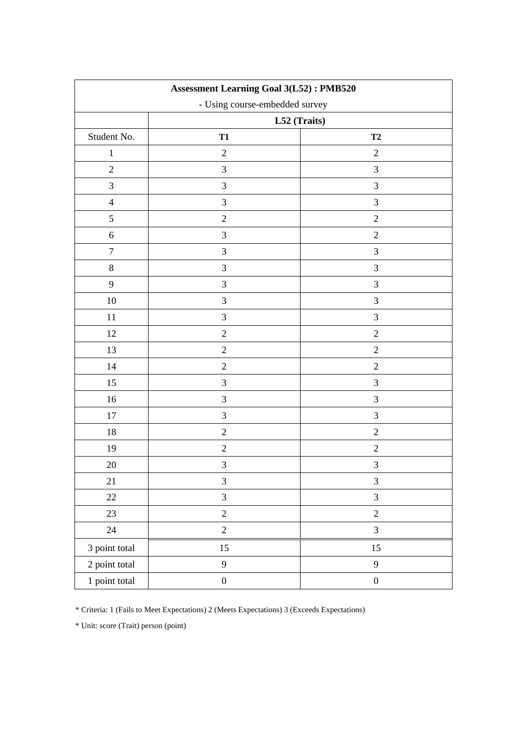| **Assessment Learning Goal 3(L52) : PMB520**<br>- Using course-embedded survey | | |
|---|---|---|
| | **L52 (Traits)** | |
| Student No. | **T1** | **T2** |
| 1 | 2 | 2 |
| 2 | 3 | 3 |
| 3 | 3 | 3 |
| 4 | 3 | 3 |
| 5 | 2 | 2 |
| 6 | 3 | 2 |
| 7 | 3 | 3 |
| 8 | 3 | 3 |
| 9 | 3 | 3 |
| 10 | 3 | 3 |
| 11 | 3 | 3 |
| 12 | 2 | 2 |
| 13 | 2 | 2 |
| 14 | 2 | 2 |
| 15 | 3 | 3 |
| 16 | 3 | 3 |
| 17 | 3 | 3 |
| 18 | 2 | 2 |
| 19 | 2 | 2 |
| 20 | 3 | 3 |
| 21 | 3 | 3 |
| 22 | 3 | 3 |
| 23 | 2 | 2 |
| 24 | 2 | 3 |
| 3 point total | 15 | 15 |
| 2 point total | 9 | 9 |
| 1 point total | 0 | 0 |

* Criteria: 1 (Fails to Meet Expectations) 2 (Meets Expectations) 3 (Exceeds Expectations)

* Unit: score (Trait) person (point)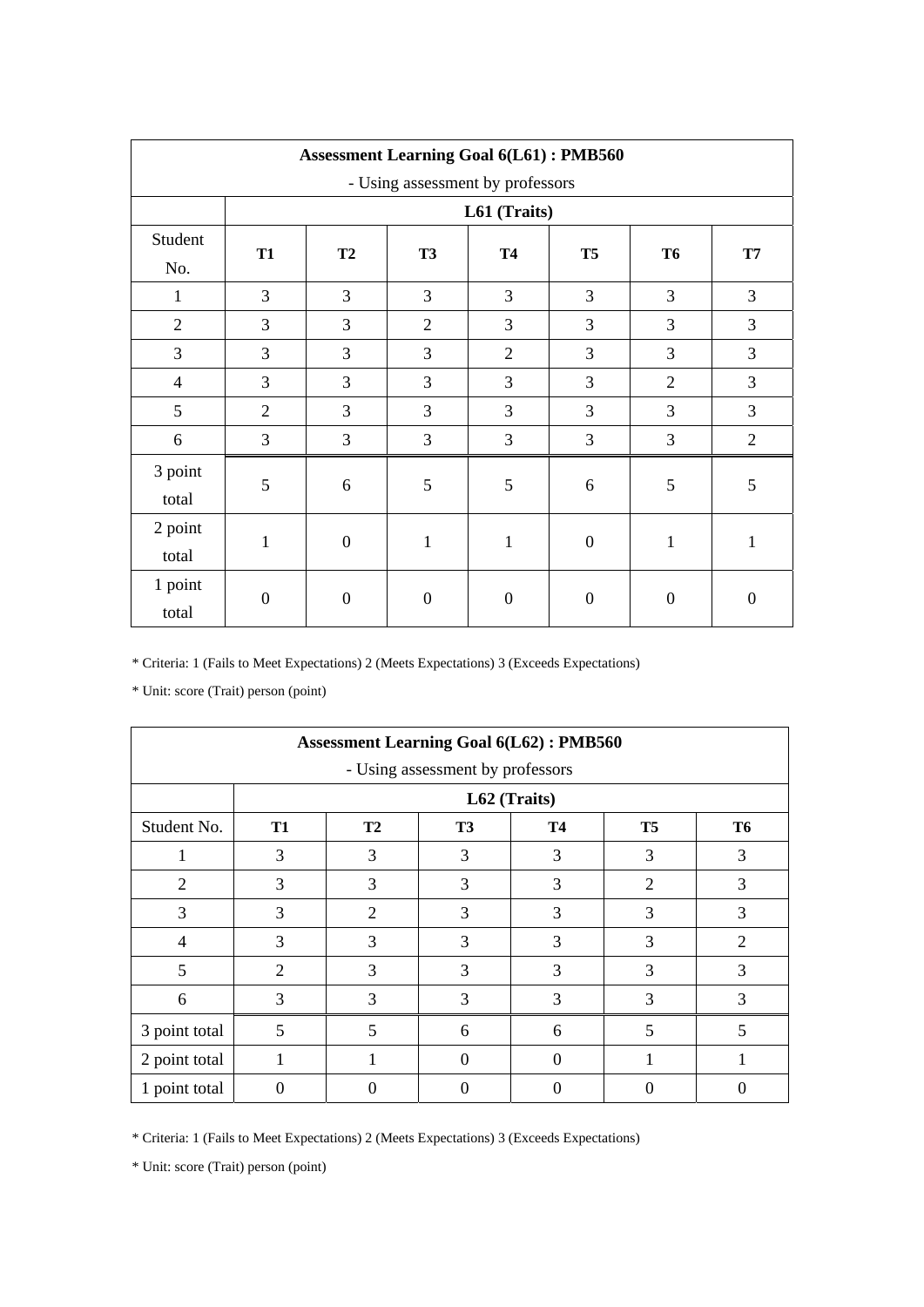| Assessment Learning Goal 6(L61) : PMB560<br>- Using assessment by professors | | | | | | | |
|---|---|---|---|---|---|---|---|
| | L61 (Traits) | | | | | | |
| Student No. | **T1** | **T2** | **T3** | **T4** | **T5** | **T6** | **T7** |
| 1 | 3 | 3 | 3 | 3 | 3 | 3 | 3 |
| 2 | 3 | 3 | 2 | 3 | 3 | 3 | 3 |
| 3 | 3 | 3 | 3 | 2 | 3 | 3 | 3 |
| 4 | 3 | 3 | 3 | 3 | 3 | 2 | 3 |
| 5 | 2 | 3 | 3 | 3 | 3 | 3 | 3 |
| 6 | 3 | 3 | 3 | 3 | 3 | 3 | 2 |
| 3 point total | 5 | 6 | 5 | 5 | 6 | 5 | 5 |
| 2 point total | 1 | 0 | 1 | 1 | 0 | 1 | 1 |
| 1 point total | 0 | 0 | 0 | 0 | 0 | 0 | 0 |

* Criteria: 1 (Fails to Meet Expectations) 2 (Meets Expectations) 3 (Exceeds Expectations)

* Unit: score (Trait) person (point)

| Assessment Learning Goal 6(L62) : PMB560<br>- Using assessment by professors | | | | | | |
|---|---|---|---|---|---|---|
| | L62 (Traits) | | | | | |
| Student No. | **T1** | **T2** | **T3** | **T4** | **T5** | **T6** |
| 1 | 3 | 3 | 3 | 3 | 3 | 3 |
| 2 | 3 | 3 | 3 | 3 | 2 | 3 |
| 3 | 3 | 2 | 3 | 3 | 3 | 3 |
| 4 | 3 | 3 | 3 | 3 | 3 | 2 |
| 5 | 2 | 3 | 3 | 3 | 3 | 3 |
| 6 | 3 | 3 | 3 | 3 | 3 | 3 |
| 3 point total | 5 | 5 | 6 | 6 | 5 | 5 |
| 2 point total | 1 | 1 | 0 | 0 | 1 | 1 |
| 1 point total | 0 | 0 | 0 | 0 | 0 | 0 |

* Criteria: 1 (Fails to Meet Expectations) 2 (Meets Expectations) 3 (Exceeds Expectations)

* Unit: score (Trait) person (point)